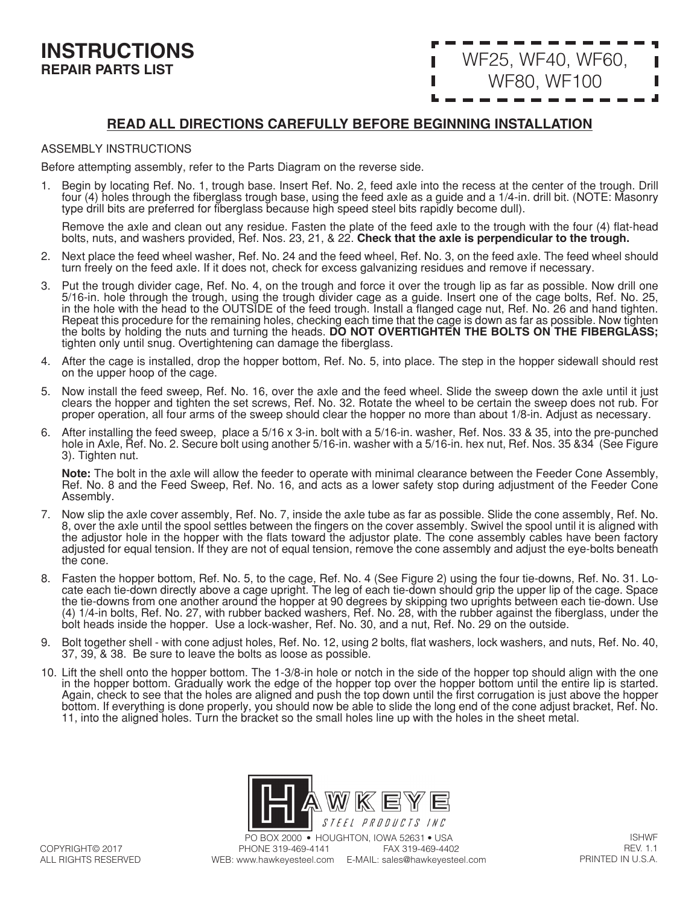# INSTRUCTIONS
**REPAIR PARTS LIST**

WF25, WF40, WF60, WF80, WF100

## READ ALL DIRECTIONS CAREFULLY BEFORE BEGINNING INSTALLATION

ASSEMBLY INSTRUCTIONS

Before attempting assembly, refer to the Parts Diagram on the reverse side.

1. Begin by locating Ref. No. 1, trough base. Insert Ref. No. 2, feed axle into the recess at the center of the trough. Drill four (4) holes through the fiberglass trough base, using the feed axle as a guide and a 1/4-in. drill bit. (NOTE: Masonry type drill bits are preferred for fiberglass because high speed steel bits rapidly become dull).

   Remove the axle and clean out any residue. Fasten the plate of the feed axle to the trough with the four (4) flat-head bolts, nuts, and washers provided, Ref. Nos. 23, 21, & 22. **Check that the axle is perpendicular to the trough.**

2. Next place the feed wheel washer, Ref. No. 24 and the feed wheel, Ref. No. 3, on the feed axle. The feed wheel should turn freely on the feed axle. If it does not, check for excess galvanizing residues and remove if necessary.

3. Put the trough divider cage, Ref. No. 4, on the trough and force it over the trough lip as far as possible. Now drill one 5/16-in. hole through the trough, using the trough divider cage as a guide. Insert one of the cage bolts, Ref. No. 25, in the hole with the head to the OUTSIDE of the feed trough. Install a flanged cage nut, Ref. No. 26 and hand tighten. Repeat this procedure for the remaining holes, checking each time that the cage is down as far as possible. Now tighten the bolts by holding the nuts and turning the heads. **DO NOT OVERTIGHTEN THE BOLTS ON THE FIBERGLASS;** tighten only until snug. Overtightening can damage the fiberglass.

4. After the cage is installed, drop the hopper bottom, Ref. No. 5, into place. The step in the hopper sidewall should rest on the upper hoop of the cage.

5. Now install the feed sweep, Ref. No. 16, over the axle and the feed wheel. Slide the sweep down the axle until it just clears the hopper and tighten the set screws, Ref. No. 32. Rotate the wheel to be certain the sweep does not rub. For proper operation, all four arms of the sweep should clear the hopper no more than about 1/8-in. Adjust as necessary.

6. After installing the feed sweep, place a 5/16 x 3-in. bolt with a 5/16-in. washer, Ref. Nos. 33 & 35, into the pre-punched hole in Axle, Ref. No. 2. Secure bolt using another 5/16-in. washer with a 5/16-in. hex nut, Ref. Nos. 35 &34 (See Figure 3). Tighten nut.

   **Note:** The bolt in the axle will allow the feeder to operate with minimal clearance between the Feeder Cone Assembly, Ref. No. 8 and the Feed Sweep, Ref. No. 16, and acts as a lower safety stop during adjustment of the Feeder Cone Assembly.

7. Now slip the axle cover assembly, Ref. No. 7, inside the axle tube as far as possible. Slide the cone assembly, Ref. No. 8, over the axle until the spool settles between the fingers on the cover assembly. Swivel the spool until it is aligned with the adjustor hole in the hopper with the flats toward the adjustor plate. The cone assembly cables have been factory adjusted for equal tension. If they are not of equal tension, remove the cone assembly and adjust the eye-bolts beneath the cone.

8. Fasten the hopper bottom, Ref. No. 5, to the cage, Ref. No. 4 (See Figure 2) using the four tie-downs, Ref. No. 31. Locate each tie-down directly above a cage upright. The leg of each tie-down should grip the upper lip of the cage. Space the tie-downs from one another around the hopper at 90 degrees by skipping two uprights between each tie-down. Use (4) 1/4-in bolts, Ref. No. 27, with rubber backed washers, Ref. No. 28, with the rubber against the fiberglass, under the bolt heads inside the hopper. Use a lock-washer, Ref. No. 30, and a nut, Ref. No. 29 on the outside.

9. Bolt together shell - with cone adjust holes, Ref. No. 12, using 2 bolts, flat washers, lock washers, and nuts, Ref. No. 40, 37, 39, & 38. Be sure to leave the bolts as loose as possible.

10. Lift the shell onto the hopper bottom. The 1-3/8-in hole or notch in the side of the hopper top should align with the one in the hopper bottom. Gradually work the edge of the hopper top over the hopper bottom until the entire lip is started. Again, check to see that the holes are aligned and push the top down until the first corrugation is just above the hopper bottom. If everything is done properly, you should now be able to slide the long end of the cone adjust bracket, Ref. No. 11, into the aligned holes. Turn the bracket so the small holes line up with the holes in the sheet metal.

HAWKEYE STEEL PRODUCTS INC

PO BOX 2000 • HOUGHTON, IOWA 52631 • USA
PHONE 319-469-4141 FAX 319-469-4402
WEB: www.hawkeyesteel.com E-MAIL: sales@hawkeyesteel.com

COPYRIGHT© 2017
ALL RIGHTS RESERVED

ISHWF
REV. 1.1
PRINTED IN U.S.A.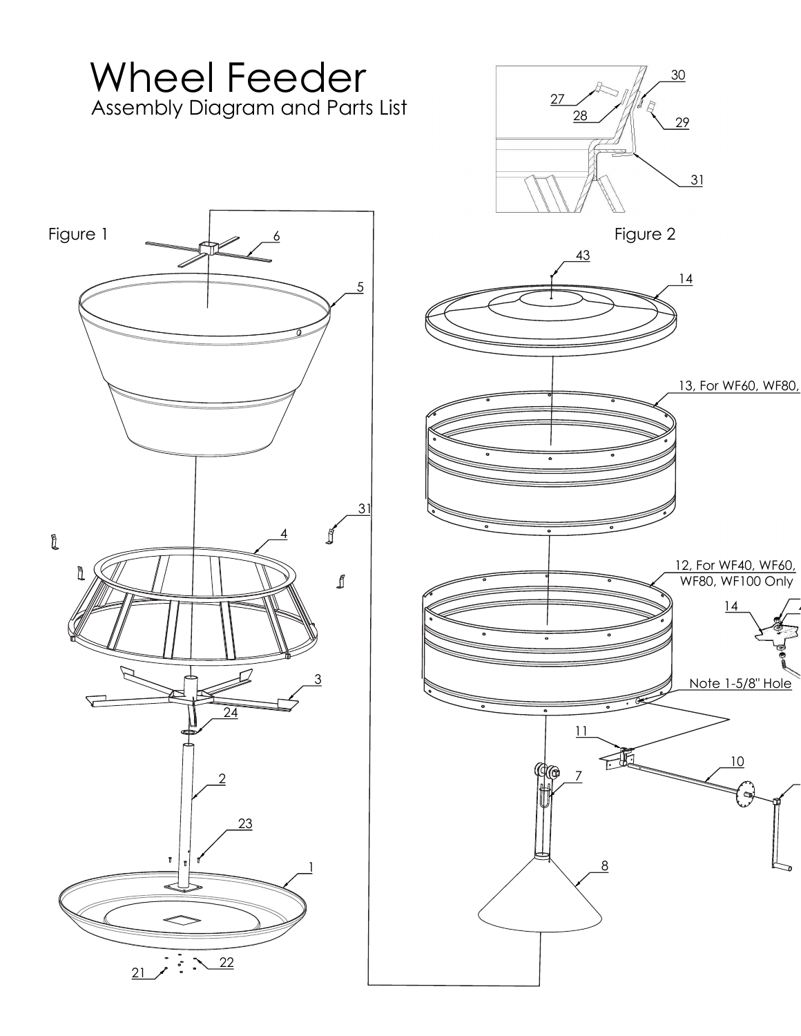# Wheel Feeder

## Assembly Diagram and Parts List

Figure 1

6

5

31

4

3

24

2

23

1

21

22

Figure 2

27

28

30

29

31

43

14

13, For WF60, WF80,

12, For WF40, WF60, WF80, WF100 Only

14

Note 1-5/8" Hole

11

10

7

8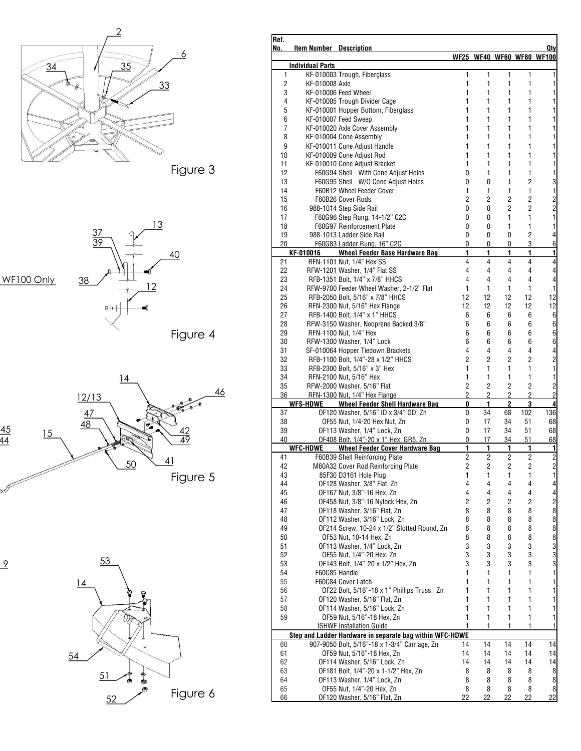Figure 3

WF100 Only

Figure 4

Figure 5

Figure 6

| Ref. No. | Item Number | Description | WF25 | WF40 | WF60 | WF80 | WF100 |
|---|---|---|---|---|---|---|---|
| | **Individual Parts** | | | | | | |
| 1 | KF-010003 | Trough, Fiberglass | 1 | 1 | 1 | 1 | 1 |
| 2 | KF-010008 | Axle | 1 | 1 | 1 | 1 | 1 |
| 3 | KF-010006 | Feed Wheel | 1 | 1 | 1 | 1 | 1 |
| 4 | KF-010005 | Trough Divider Cage | 1 | 1 | 1 | 1 | 1 |
| 5 | KF-010001 | Hopper Bottom, Fiberglass | 1 | 1 | 1 | 1 | 1 |
| 6 | KF-010007 | Feed Sweep | 1 | 1 | 1 | 1 | 1 |
| 7 | KF-010020 | Axle Cover Assembly | 1 | 1 | 1 | 1 | 1 |
| 8 | KF-010004 | Cone Assembly | 1 | 1 | 1 | 1 | 1 |
| 9 | KF-010011 | Cone Adjust Handle | 1 | 1 | 1 | 1 | 1 |
| 10 | KF-010009 | Cone Adjust Rod | 1 | 1 | 1 | 1 | 1 |
| 11 | KF-010010 | Cone Adjust Bracket | 1 | 1 | 1 | 1 | 1 |
| 12 | F60G94 | Shell - With Cone Adjust Holes | 0 | 1 | 1 | 1 | 1 |
| 13 | F60G95 | Shell - W/O Cone Adjust Holes | 0 | 0 | 1 | 2 | 3 |
| 14 | F60B12 | Wheel Feeder Cover | 1 | 1 | 1 | 1 | 1 |
| 15 | F60B26 | Cover Rods | 2 | 2 | 2 | 2 | 2 |
| 16 | 988-1014 | Step Side Rail | 0 | 0 | 2 | 2 | 2 |
| 17 | F60G96 | Step Rung, 14-1/2" C2C | 0 | 0 | 1 | 1 | 1 |
| 18 | F60G97 | Reinforcement Plate | 0 | 0 | 1 | 1 | 1 |
| 19 | 988-1013 | Ladder Side Rail | 0 | 0 | 0 | 2 | 4 |
| 20 | F60G83 | Ladder Rung, 16" C2C | 0 | 0 | 0 | 3 | 6 |
| | **KF-010016** | **Wheel Feeder Base Hardware Bag** | **1** | **1** | **1** | **1** | **1** |
| 21 | RFN-1101 | Nut, 1/4" Hex SS | 4 | 4 | 4 | 4 | 4 |
| 22 | RFW-1201 | Washer, 1/4" Flat SS | 4 | 4 | 4 | 4 | 4 |
| 23 | RFB-1351 | Bolt, 1/4" x 7/8" HHCS | 4 | 4 | 4 | 4 | 4 |
| 24 | RFW-9700 | Feeder Wheel Washer, 2-1/2" Flat | 1 | 1 | 1 | 1 | 1 |
| 25 | RFB-2050 | Bolt, 5/16" x 7/8" HHCS | 12 | 12 | 12 | 12 | 12 |
| 26 | RFN-2300 | Nut, 5/16" Hex Flange | 12 | 12 | 12 | 12 | 12 |
| 27 | RFB-1400 | Bolt, 1/4" x 1" HHCS | 6 | 6 | 6 | 6 | 6 |
| 28 | RFW-3150 | Washer, Neoprene Backed 3/8" | 6 | 6 | 6 | 6 | 6 |
| 29 | RFN-1100 | Nut, 1/4" Hex | 6 | 6 | 6 | 6 | 6 |
| 30 | RFW-1300 | Washer, 1/4" Lock | 6 | 6 | 6 | 6 | 6 |
| 31 | SF-010064 | Hopper Tiedown Brackets | 4 | 4 | 4 | 4 | 4 |
| 32 | RFB-1100 | Bolt, 1/4"-28 x 1/2" HHCS | 2 | 2 | 2 | 2 | 2 |
| 33 | RFB-2300 | Bolt, 5/16" x 3" Hex | 1 | 1 | 1 | 1 | 1 |
| 34 | RFN-2100 | Nut, 5/16" Hex | 1 | 1 | 1 | 1 | 1 |
| 35 | RFW-2000 | Washer, 5/16" Flat | 2 | 2 | 2 | 2 | 2 |
| 36 | RFN-1300 | Nut, 1/4" Hex Flange | 2 | 2 | 2 | 2 | 2 |
| | **WFS-HDWE** | **Wheel Feeder Shell Hardware Bag** | **0** | **1** | **2** | **3** | **4** |
| 37 | OF120 | Washer, 5/16" ID x 3/4" OD, Zn | 0 | 34 | 68 | 102 | 136 |
| 38 | OF55 | Nut, 1/4-20 Hex Nut, Zn | 0 | 17 | 34 | 51 | 68 |
| 39 | OF113 | Washer, 1/4" Lock, Zn | 0 | 17 | 34 | 51 | 68 |
| 40 | OF408 | Bolt, 1/4"-20 x 1" Hex, GR5, Zn | 0 | 17 | 34 | 51 | 68 |
| | **WFC-HDWE** | **Wheel Feeder Cover Hardware Bag** | **1** | **1** | **1** | **1** | **1** |
| 41 | F60B39 | Shell Reinforcing Plate | 2 | 2 | 2 | 2 | 2 |
| 42 | M60A32 | Cover Rod Reinforcing Plate | 2 | 2 | 2 | 2 | 2 |
| 43 | 85F30 | D3161 Hole Plug | 1 | 1 | 1 | 1 | 1 |
| 44 | OF128 | Washer, 3/8" Flat, Zn | 4 | 4 | 4 | 4 | 4 |
| 45 | OF167 | Nut, 3/8"-16 Hex, Zn | 4 | 4 | 4 | 4 | 4 |
| 46 | OF458 | Nut, 3/8"-16 Nylock Hex, Zn | 2 | 2 | 2 | 2 | 2 |
| 47 | OF118 | Washer, 3/16" Flat, Zn | 8 | 8 | 8 | 8 | 8 |
| 48 | OF112 | Washer, 3/16" Lock, Zn | 8 | 8 | 8 | 8 | 8 |
| 49 | OF214 | Screw, 10-24 x 1/2" Slotted Round, Zn | 8 | 8 | 8 | 8 | 8 |
| 50 | OF53 | Nut, 10-14 Hex, Zn | 8 | 8 | 8 | 8 | 8 |
| 51 | OF113 | Washer, 1/4" Lock, Zn | 3 | 3 | 3 | 3 | 3 |
| 52 | OF55 | Nut, 1/4"-20 Hex, Zn | 3 | 3 | 3 | 3 | 3 |
| 53 | OF143 | Bolt, 1/4"-20 x 1/2" Hex, Zn | 3 | 3 | 3 | 3 | 3 |
| 54 | F60C85 | Handle | 1 | 1 | 1 | 1 | 1 |
| 55 | F60C84 | Cover Latch | 1 | 1 | 1 | 1 | 1 |
| 56 | OF22 | Bolt, 5/16"-18 x 1" Phillips Truss, Zn | 1 | 1 | 1 | 1 | 1 |
| 57 | OF120 | Washer, 5/16" Flat, Zn | 1 | 1 | 1 | 1 | 1 |
| 58 | OF114 | Washer, 5/16" Lock, Zn | 1 | 1 | 1 | 1 | 1 |
| 59 | OF59 | Nut, 5/16"-18 Hex, Zn | 1 | 1 | 1 | 1 | 1 |
| | ISHWF | Installation Guide | 1 | 1 | 1 | 1 | 1 |
| | **Step and Ladder Hardware in separate bag within WFC-HDWE** | | | | | | |
| 60 | 907-9050 | Bolt, 5/16"-18 x 1-3/4" Carriage, Zn | 14 | 14 | 14 | 14 | 14 |
| 61 | OF59 | Nut, 5/16"-18 Hex, Zn | 14 | 14 | 14 | 14 | 14 |
| 62 | OF114 | Washer, 5/16" Lock, Zn | 14 | 14 | 14 | 14 | 14 |
| 63 | OF181 | Bolt, 1/4"-20 x 1-1/2" Hex, Zn | 8 | 8 | 8 | 8 | 8 |
| 64 | OF113 | Washer, 1/4" Lock, Zn | 8 | 8 | 8 | 8 | 8 |
| 65 | OF55 | Nut, 1/4"-20 Hex, Zn | 8 | 8 | 8 | 8 | 8 |
| 66 | OF120 | Washer, 5/16" Flat, Zn | 22 | 22 | 22 | 22 | 22 |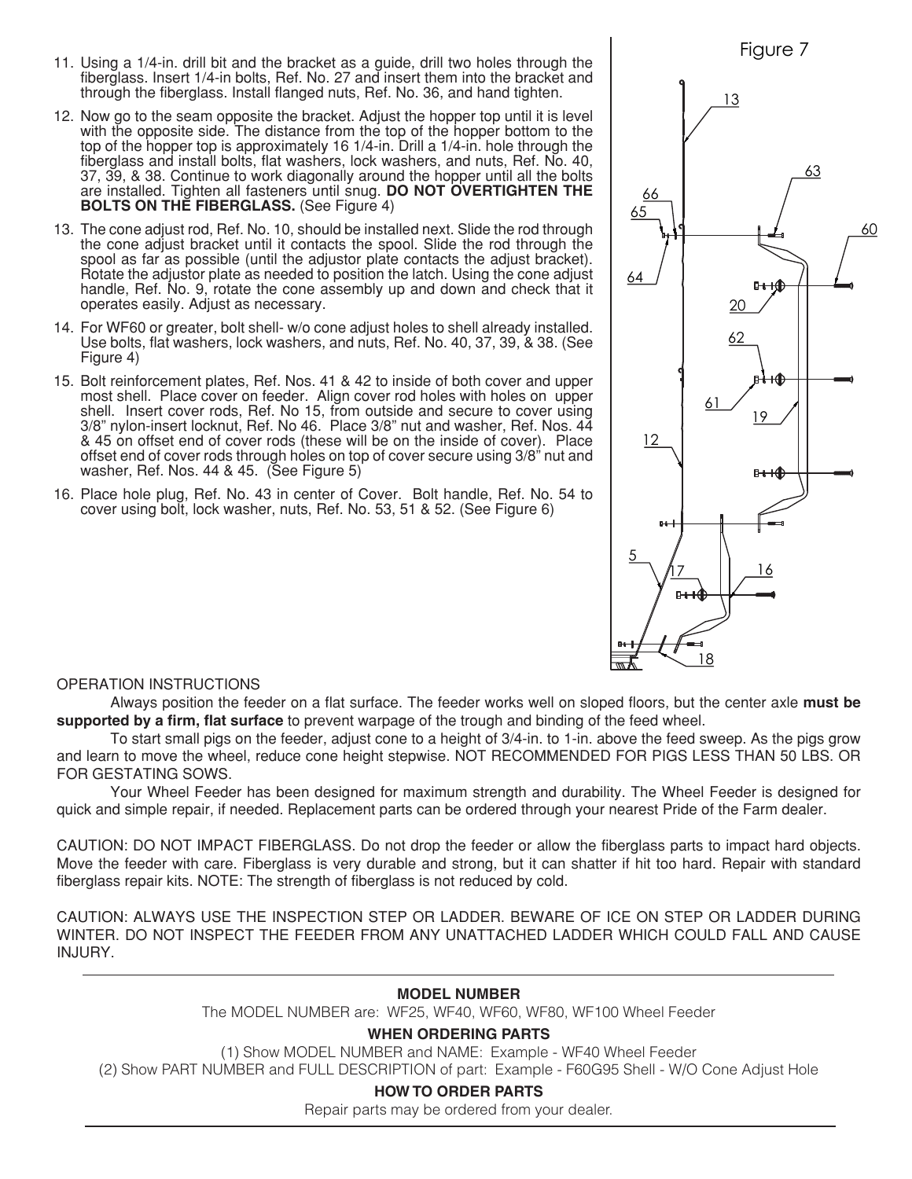11. Using a 1/4-in. drill bit and the bracket as a guide, drill two holes through the fiberglass. Insert 1/4-in bolts, Ref. No. 27 and insert them into the bracket and through the fiberglass. Install flanged nuts, Ref. No. 36, and hand tighten.
12. Now go to the seam opposite the bracket. Adjust the hopper top until it is level with the opposite side. The distance from the top of the hopper bottom to the top of the hopper top is approximately 16 1/4-in. Drill a 1/4-in. hole through the fiberglass and install bolts, flat washers, lock washers, and nuts, Ref. No. 40, 37, 39, & 38. Continue to work diagonally around the hopper until all the bolts are installed. Tighten all fasteners until snug. **DO NOT OVERTIGHTEN THE BOLTS ON THE FIBERGLASS.** (See Figure 4)
13. The cone adjust rod, Ref. No. 10, should be installed next. Slide the rod through the cone adjust bracket until it contacts the spool. Slide the rod through the spool as far as possible (until the adjustor plate contacts the adjust bracket). Rotate the adjustor plate as needed to position the latch. Using the cone adjust handle, Ref. No. 9, rotate the cone assembly up and down and check that it operates easily. Adjust as necessary.
14. For WF60 or greater, bolt shell- w/o cone adjust holes to shell already installed. Use bolts, flat washers, lock washers, and nuts, Ref. No. 40, 37, 39, & 38. (See Figure 4)
15. Bolt reinforcement plates, Ref. Nos. 41 & 42 to inside of both cover and upper most shell. Place cover on feeder. Align cover rod holes with holes on upper shell. Insert cover rods, Ref. No 15, from outside and secure to cover using 3/8" nylon-insert locknut, Ref. No 46. Place 3/8" nut and washer, Ref. Nos. 44 & 45 on offset end of cover rods (these will be on the inside of cover). Place offset end of cover rods through holes on top of cover secure using 3/8" nut and washer, Ref. Nos. 44 & 45. (See Figure 5)
16. Place hole plug, Ref. No. 43 in center of Cover. Bolt handle, Ref. No. 54 to cover using bolt, lock washer, nuts, Ref. No. 53, 51 & 52. (See Figure 6)

Figure 7

13
63
66
65
60
64
20
62
61
19
12
5
17
16
18

OPERATION INSTRUCTIONS

Always position the feeder on a flat surface. The feeder works well on sloped floors, but the center axle **must be supported by a firm, flat surface** to prevent warpage of the trough and binding of the feed wheel.

To start small pigs on the feeder, adjust cone to a height of 3/4-in. to 1-in. above the feed sweep. As the pigs grow and learn to move the wheel, reduce cone height stepwise. NOT RECOMMENDED FOR PIGS LESS THAN 50 LBS. OR FOR GESTATING SOWS.

Your Wheel Feeder has been designed for maximum strength and durability. The Wheel Feeder is designed for quick and simple repair, if needed. Replacement parts can be ordered through your nearest Pride of the Farm dealer.

CAUTION: DO NOT IMPACT FIBERGLASS. Do not drop the feeder or allow the fiberglass parts to impact hard objects. Move the feeder with care. Fiberglass is very durable and strong, but it can shatter if hit too hard. Repair with standard fiberglass repair kits. NOTE: The strength of fiberglass is not reduced by cold.

CAUTION: ALWAYS USE THE INSPECTION STEP OR LADDER. BEWARE OF ICE ON STEP OR LADDER DURING WINTER. DO NOT INSPECT THE FEEDER FROM ANY UNATTACHED LADDER WHICH COULD FALL AND CAUSE INJURY.

**MODEL NUMBER**

The MODEL NUMBER are: WF25, WF40, WF60, WF80, WF100 Wheel Feeder

**WHEN ORDERING PARTS**

(1) Show MODEL NUMBER and NAME: Example - WF40 Wheel Feeder

(2) Show PART NUMBER and FULL DESCRIPTION of part: Example - F60G95 Shell - W/O Cone Adjust Hole

**HOW TO ORDER PARTS**

Repair parts may be ordered from your dealer.